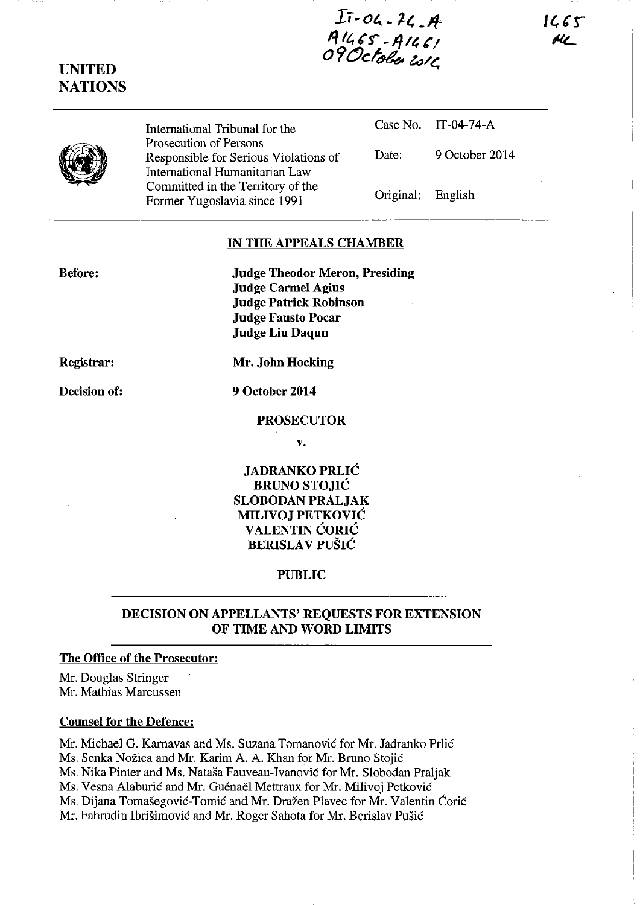IT-04-74-A
A1465-A1461
09 October 2014

1465
MC

UNITED NATIONS

| | International Tribunal for the Prosecution of Persons Responsible for Serious Violations of International Humanitarian Law Committed in the Territory of the Former Yugoslavia since 1991 | Case No. | IT-04-74-A |
|---|---|---|---|
| | | Date: | 9 October 2014 |
| | | Original: | English |

## IN THE APPEALS CHAMBER

**Before:**

**Judge Theodor Meron, Presiding**
**Judge Carmel Agius**
**Judge Patrick Robinson**
**Judge Fausto Pocar**
**Judge Liu Daqun**

**Registrar:** **Mr. John Hocking**

**Decision of:** **9 October 2014**

**PROSECUTOR**

**v.**

**JADRANKO PRLIĆ**
**BRUNO STOJIĆ**
**SLOBODAN PRALJAK**
**MILIVOJ PETKOVIĆ**
**VALENTIN ĆORIĆ**
**BERISLAV PUŠIĆ**

**PUBLIC**

## DECISION ON APPELLANTS' REQUESTS FOR EXTENSION OF TIME AND WORD LIMITS

### The Office of the Prosecutor:

Mr. Douglas Stringer
Mr. Mathias Marcussen

### Counsel for the Defence:

Mr. Michael G. Karnavas and Ms. Suzana Tomanović for Mr. Jadranko Prlić
Ms. Senka Nožica and Mr. Karim A. A. Khan for Mr. Bruno Stojić
Ms. Nika Pinter and Ms. Nataša Fauveau-Ivanović for Mr. Slobodan Praljak
Ms. Vesna Alaburić and Mr. Guénaël Mettraux for Mr. Milivoj Petković
Ms. Dijana Tomašegović-Tomić and Mr. Dražen Plavec for Mr. Valentin Ćorić
Mr. Fahrudin Ibrišimović and Mr. Roger Sahota for Mr. Berislav Pušić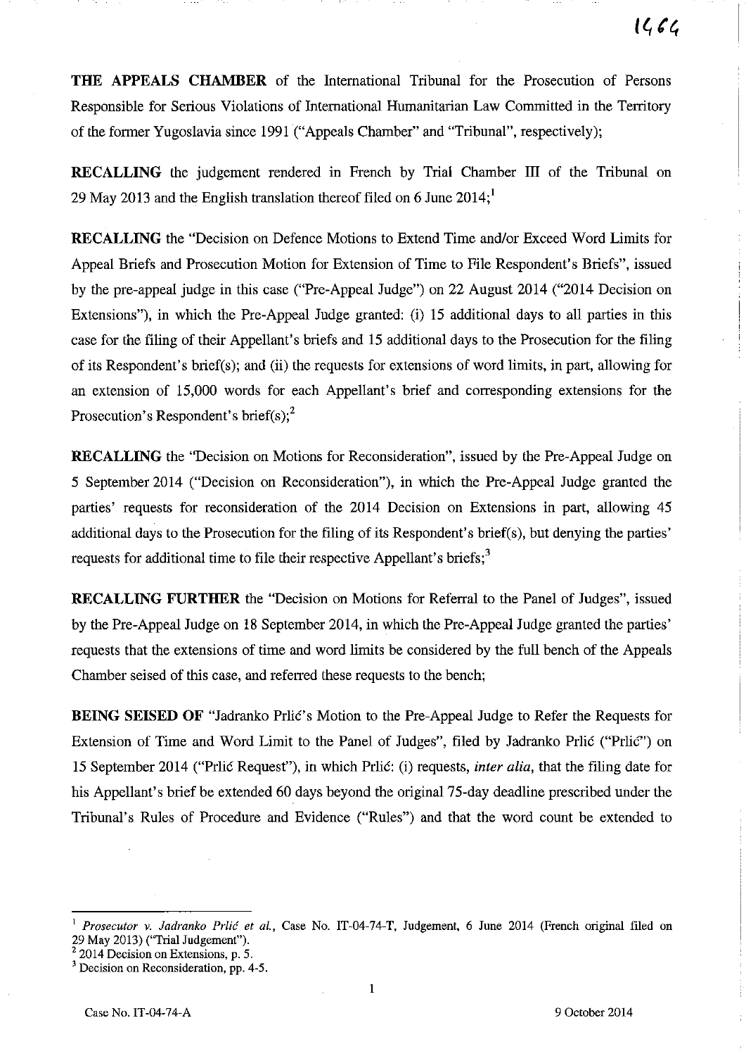**THE APPEALS CHAMBER** of the International Tribunal for the Prosecution of Persons Responsible for Serious Violations of International Humanitarian Law Committed in the Territory of the former Yugoslavia since 1991 ("Appeals Chamber" and "Tribunal", respectively);

**RECALLING** the judgement rendered in French by Trial Chamber III of the Tribunal on 29 May 2013 and the English translation thereof filed on 6 June 2014;[1]

**RECALLING** the "Decision on Defence Motions to Extend Time and/or Exceed Word Limits for Appeal Briefs and Prosecution Motion for Extension of Time to File Respondent's Briefs", issued by the pre-appeal judge in this case ("Pre-Appeal Judge") on 22 August 2014 ("2014 Decision on Extensions"), in which the Pre-Appeal Judge granted: (i) 15 additional days to all parties in this case for the filing of their Appellant's briefs and 15 additional days to the Prosecution for the filing of its Respondent's brief(s); and (ii) the requests for extensions of word limits, in part, allowing for an extension of 15,000 words for each Appellant's brief and corresponding extensions for the Prosecution's Respondent's brief(s);[2]

**RECALLING** the "Decision on Motions for Reconsideration", issued by the Pre-Appeal Judge on 5 September 2014 ("Decision on Reconsideration"), in which the Pre-Appeal Judge granted the parties' requests for reconsideration of the 2014 Decision on Extensions in part, allowing 45 additional days to the Prosecution for the filing of its Respondent's brief(s), but denying the parties' requests for additional time to file their respective Appellant's briefs;[3]

**RECALLING FURTHER** the "Decision on Motions for Referral to the Panel of Judges", issued by the Pre-Appeal Judge on 18 September 2014, in which the Pre-Appeal Judge granted the parties' requests that the extensions of time and word limits be considered by the full bench of the Appeals Chamber seised of this case, and referred these requests to the bench;

**BEING SEISED OF** "Jadranko Prlić's Motion to the Pre-Appeal Judge to Refer the Requests for Extension of Time and Word Limit to the Panel of Judges", filed by Jadranko Prlić ("Prlić") on 15 September 2014 ("Prlić Request"), in which Prlić: (i) requests, *inter alia*, that the filing date for his Appellant's brief be extended 60 days beyond the original 75-day deadline prescribed under the Tribunal's Rules of Procedure and Evidence ("Rules") and that the word count be extended to

---

[1] *Prosecutor v. Jadranko Prlić et al.*, Case No. IT-04-74-T, Judgement, 6 June 2014 (French original filed on 29 May 2013) ("Trial Judgement").

[2] 2014 Decision on Extensions, p. 5.

[3] Decision on Reconsideration, pp. 4-5.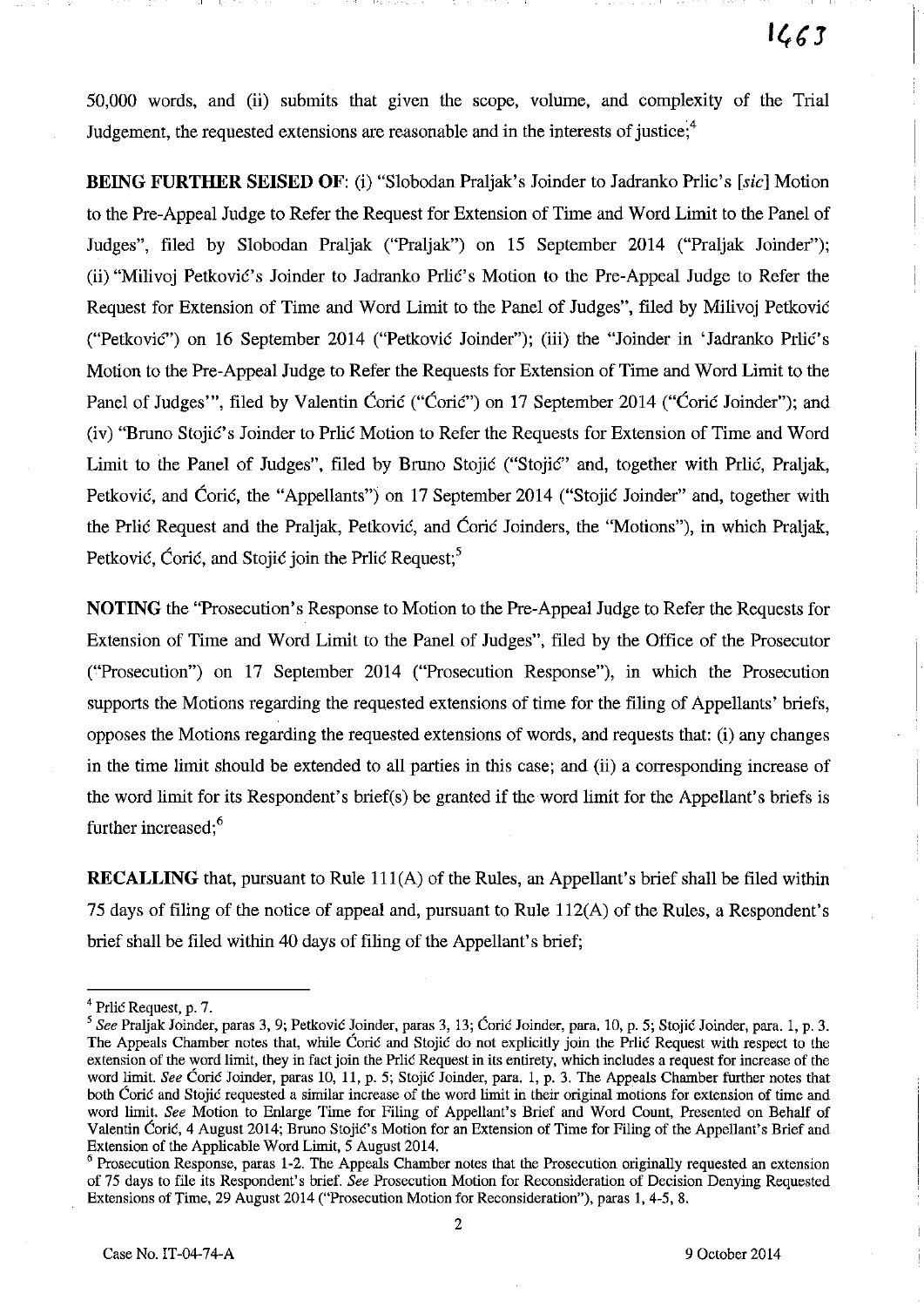50,000 words, and (ii) submits that given the scope, volume, and complexity of the Trial Judgement, the requested extensions are reasonable and in the interests of justice;[4]

**BEING FURTHER SEISED OF**: (i) "Slobodan Praljak's Joinder to Jadranko Prlic's [*sic*] Motion to the Pre-Appeal Judge to Refer the Request for Extension of Time and Word Limit to the Panel of Judges", filed by Slobodan Praljak ("Praljak") on 15 September 2014 ("Praljak Joinder"); (ii) "Milivoj Petković's Joinder to Jadranko Prlić's Motion to the Pre-Appeal Judge to Refer the Request for Extension of Time and Word Limit to the Panel of Judges", filed by Milivoj Petković ("Petković") on 16 September 2014 ("Petković Joinder"); (iii) the "Joinder in 'Jadranko Prlić's Motion to the Pre-Appeal Judge to Refer the Requests for Extension of Time and Word Limit to the Panel of Judges'", filed by Valentin Ćorić ("Ćorić") on 17 September 2014 ("Ćorić Joinder"); and (iv) "Bruno Stojić's Joinder to Prlić Motion to Refer the Requests for Extension of Time and Word Limit to the Panel of Judges", filed by Bruno Stojić ("Stojić" and, together with Prlić, Praljak, Petković, and Ćorić, the "Appellants") on 17 September 2014 ("Stojić Joinder" and, together with the Prlić Request and the Praljak, Petković, and Ćorić Joinders, the "Motions"), in which Praljak, Petković, Ćorić, and Stojić join the Prlić Request;[5]

**NOTING** the "Prosecution's Response to Motion to the Pre-Appeal Judge to Refer the Requests for Extension of Time and Word Limit to the Panel of Judges", filed by the Office of the Prosecutor ("Prosecution") on 17 September 2014 ("Prosecution Response"), in which the Prosecution supports the Motions regarding the requested extensions of time for the filing of Appellants' briefs, opposes the Motions regarding the requested extensions of words, and requests that: (i) any changes in the time limit should be extended to all parties in this case; and (ii) a corresponding increase of the word limit for its Respondent's brief(s) be granted if the word limit for the Appellant's briefs is further increased;[6]

**RECALLING** that, pursuant to Rule 111(A) of the Rules, an Appellant's brief shall be filed within 75 days of filing of the notice of appeal and, pursuant to Rule 112(A) of the Rules, a Respondent's brief shall be filed within 40 days of filing of the Appellant's brief;

---

[4] Prlić Request, p. 7.

[5] *See* Praljak Joinder, paras 3, 9; Petković Joinder, paras 3, 13; Ćorić Joinder, para. 10, p. 5; Stojić Joinder, para. 1, p. 3. The Appeals Chamber notes that, while Ćorić and Stojić do not explicitly join the Prlić Request with respect to the extension of the word limit, they in fact join the Prlić Request in its entirety, which includes a request for increase of the word limit. *See* Ćorić Joinder, paras 10, 11, p. 5; Stojić Joinder, para. 1, p. 3. The Appeals Chamber further notes that both Ćorić and Stojić requested a similar increase of the word limit in their original motions for extension of time and word limit. *See* Motion to Enlarge Time for Filing of Appellant's Brief and Word Count, Presented on Behalf of Valentin Ćorić, 4 August 2014; Bruno Stojić's Motion for an Extension of Time for Filing of the Appellant's Brief and Extension of the Applicable Word Limit, 5 August 2014.

[6] Prosecution Response, paras 1-2. The Appeals Chamber notes that the Prosecution originally requested an extension of 75 days to file its Respondent's brief. *See* Prosecution Motion for Reconsideration of Decision Denying Requested Extensions of Time, 29 August 2014 ("Prosecution Motion for Reconsideration"), paras 1, 4-5, 8.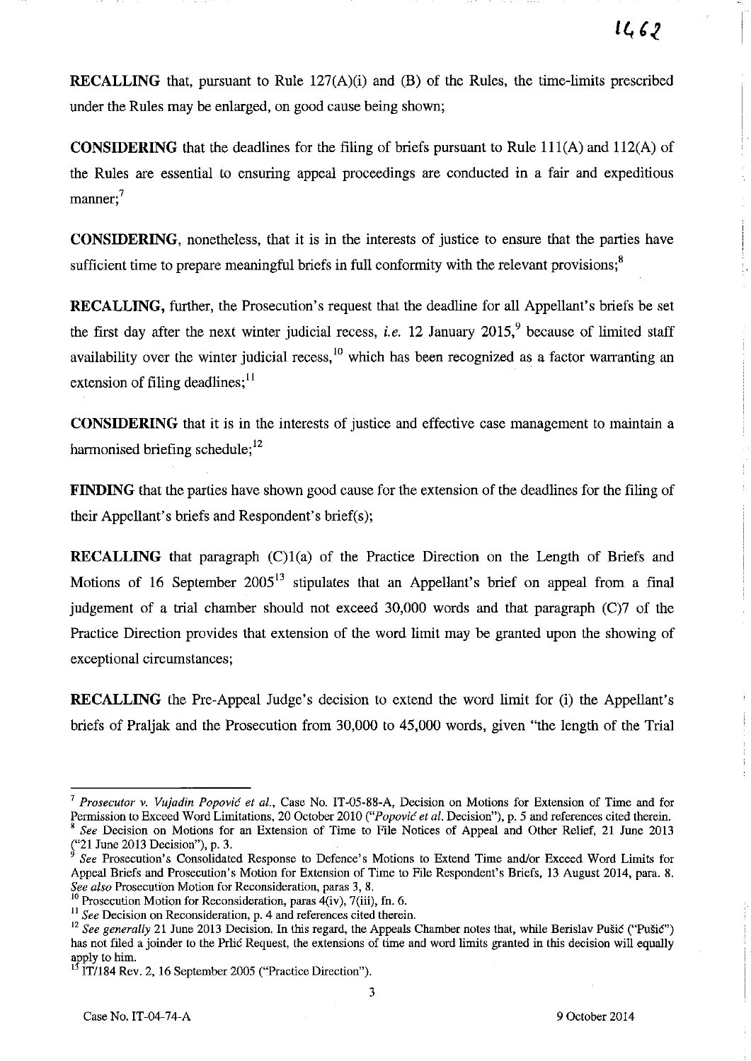**RECALLING** that, pursuant to Rule 127(A)(i) and (B) of the Rules, the time-limits prescribed under the Rules may be enlarged, on good cause being shown;

**CONSIDERING** that the deadlines for the filing of briefs pursuant to Rule 111(A) and 112(A) of the Rules are essential to ensuring appeal proceedings are conducted in a fair and expeditious manner;[7]

**CONSIDERING**, nonetheless, that it is in the interests of justice to ensure that the parties have sufficient time to prepare meaningful briefs in full conformity with the relevant provisions;[8]

**RECALLING,** further, the Prosecution's request that the deadline for all Appellant's briefs be set the first day after the next winter judicial recess, *i.e.* 12 January 2015,[9] because of limited staff availability over the winter judicial recess,[10] which has been recognized as a factor warranting an extension of filing deadlines;[11]

**CONSIDERING** that it is in the interests of justice and effective case management to maintain a harmonised briefing schedule;[12]

**FINDING** that the parties have shown good cause for the extension of the deadlines for the filing of their Appellant's briefs and Respondent's brief(s);

**RECALLING** that paragraph (C)1(a) of the Practice Direction on the Length of Briefs and Motions of 16 September 2005[13] stipulates that an Appellant's brief on appeal from a final judgement of a trial chamber should not exceed 30,000 words and that paragraph (C)7 of the Practice Direction provides that extension of the word limit may be granted upon the showing of exceptional circumstances;

**RECALLING** the Pre-Appeal Judge's decision to extend the word limit for (i) the Appellant's briefs of Praljak and the Prosecution from 30,000 to 45,000 words, given "the length of the Trial

---

[7] *Prosecutor v. Vujadin Popović et al.*, Case No. IT-05-88-A, Decision on Motions for Extension of Time and for Permission to Exceed Word Limitations, 20 October 2010 ("*Popović et al.* Decision"), p. 5 and references cited therein.

[8] *See* Decision on Motions for an Extension of Time to File Notices of Appeal and Other Relief, 21 June 2013 ("21 June 2013 Decision"), p. 3.

[9] *See* Prosecution's Consolidated Response to Defence's Motions to Extend Time and/or Exceed Word Limits for Appeal Briefs and Prosecution's Motion for Extension of Time to File Respondent's Briefs, 13 August 2014, para. 8. *See also* Prosecution Motion for Reconsideration, paras 3, 8.

[10] Prosecution Motion for Reconsideration, paras 4(iv), 7(iii), fn. 6.

[11] *See* Decision on Reconsideration, p. 4 and references cited therein.

[12] *See generally* 21 June 2013 Decision. In this regard, the Appeals Chamber notes that, while Berislav Pušić ("Pušić") has not filed a joinder to the Prlić Request, the extensions of time and word limits granted in this decision will equally apply to him.

[13] IT/184 Rev. 2, 16 September 2005 ("Practice Direction").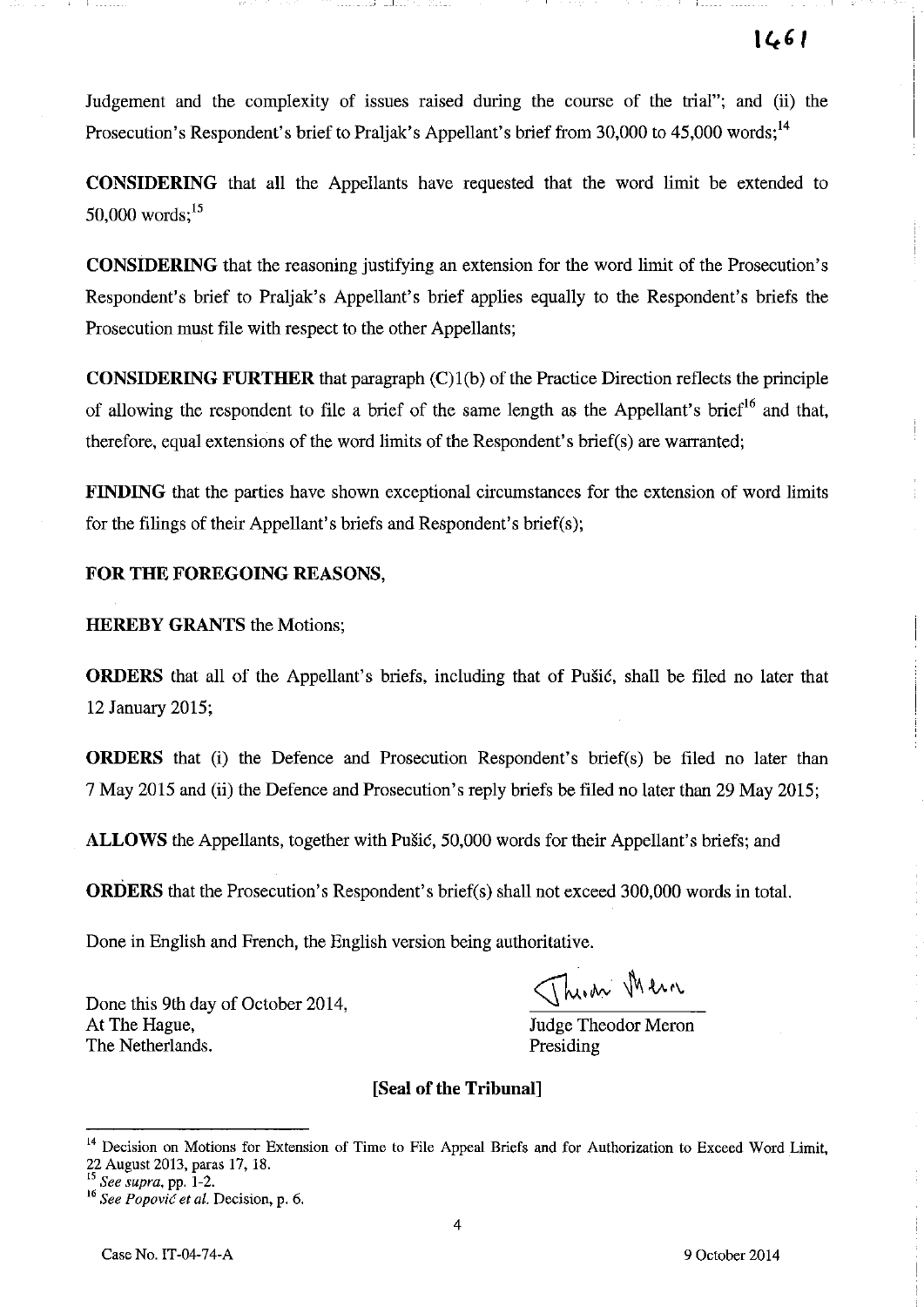Judgement and the complexity of issues raised during the course of the trial"; and (ii) the Prosecution's Respondent's brief to Praljak's Appellant's brief from 30,000 to 45,000 words;[14]

**CONSIDERING** that all the Appellants have requested that the word limit be extended to 50,000 words;[15]

**CONSIDERING** that the reasoning justifying an extension for the word limit of the Prosecution's Respondent's brief to Praljak's Appellant's brief applies equally to the Respondent's briefs the Prosecution must file with respect to the other Appellants;

**CONSIDERING FURTHER** that paragraph (C)1(b) of the Practice Direction reflects the principle of allowing the respondent to file a brief of the same length as the Appellant's brief[16] and that, therefore, equal extensions of the word limits of the Respondent's brief(s) are warranted;

**FINDING** that the parties have shown exceptional circumstances for the extension of word limits for the filings of their Appellant's briefs and Respondent's brief(s);

**FOR THE FOREGOING REASONS,**

**HEREBY GRANTS** the Motions;

**ORDERS** that all of the Appellant's briefs, including that of Pušić, shall be filed no later that 12 January 2015;

**ORDERS** that (i) the Defence and Prosecution Respondent's brief(s) be filed no later than 7 May 2015 and (ii) the Defence and Prosecution's reply briefs be filed no later than 29 May 2015;

**ALLOWS** the Appellants, together with Pušić, 50,000 words for their Appellant's briefs; and

**ORDERS** that the Prosecution's Respondent's brief(s) shall not exceed 300,000 words in total.

Done in English and French, the English version being authoritative.

Done this 9th day of October 2014,
At The Hague,
The Netherlands.

Judge Theodor Meron
Presiding

**[Seal of the Tribunal]**

---

[14] Decision on Motions for Extension of Time to File Appeal Briefs and for Authorization to Exceed Word Limit, 22 August 2013, paras 17, 18.

[15] *See supra*, pp. 1-2.

[16] *See Popović et al.* Decision, p. 6.

Case No. IT-04-74-A 9 October 2014